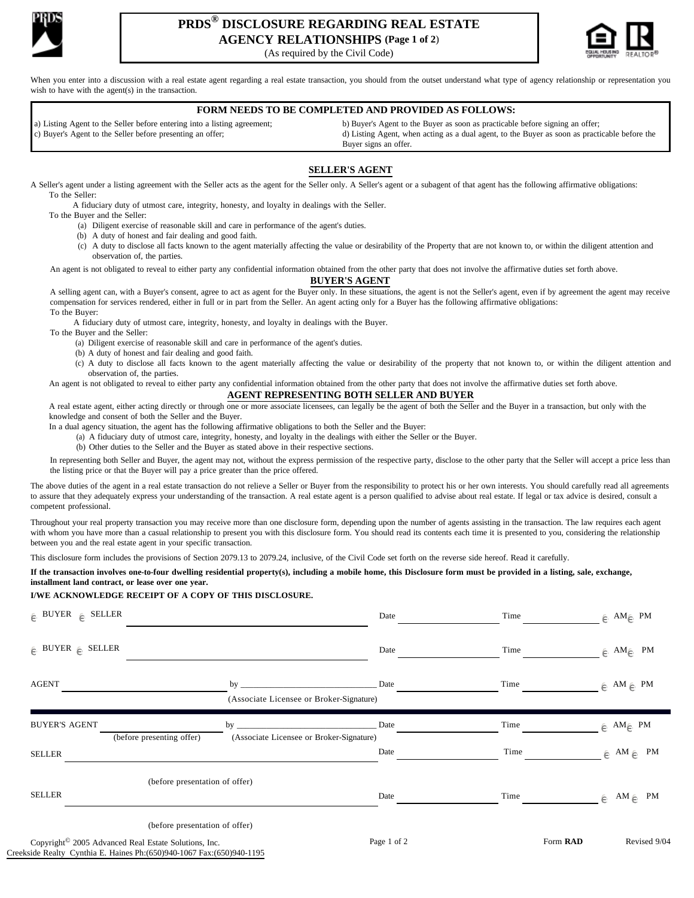# PRDS® DISCLOSURE REGARDING REAL ESTATE AGENCY RELATIONSHIPS (Page 1 of 2)

(As required by the Civil Code)

When you enter into a discussion with a real estate agent regarding a real estate transaction, you should from the outset understand what type of agency relationship or representation you wish to have with the agent(s) in the transaction.

**FORM NEEDS TO BE COMPLETED AND PROVIDED AS FOLLOWS:**

a) Listing Agent to the Seller before entering into a listing agreement;
b) Buyer's Agent to the Buyer as soon as practicable before signing an offer;
c) Buyer's Agent to the Seller before presenting an offer;
d) Listing Agent, when acting as a dual agent, to the Buyer as soon as practicable before the Buyer signs an offer.

## SELLER'S AGENT

A Seller's agent under a listing agreement with the Seller acts as the agent for the Seller only. A Seller's agent or a subagent of that agent has the following affirmative obligations:

To the Seller:

A fiduciary duty of utmost care, integrity, honesty, and loyalty in dealings with the Seller.

To the Buyer and the Seller:

(a) Diligent exercise of reasonable skill and care in performance of the agent's duties.
(b) A duty of honest and fair dealing and good faith.
(c) A duty to disclose all facts known to the agent materially affecting the value or desirability of the Property that are not known to, or within the diligent attention and observation of, the parties.

An agent is not obligated to reveal to either party any confidential information obtained from the other party that does not involve the affirmative duties set forth above.

## BUYER'S AGENT

A selling agent can, with a Buyer's consent, agree to act as agent for the Buyer only. In these situations, the agent is not the Seller's agent, even if by agreement the agent may receive compensation for services rendered, either in full or in part from the Seller. An agent acting only for a Buyer has the following affirmative obligations:

To the Buyer:

A fiduciary duty of utmost care, integrity, honesty, and loyalty in dealings with the Buyer.

To the Buyer and the Seller:

(a) Diligent exercise of reasonable skill and care in performance of the agent's duties.
(b) A duty of honest and fair dealing and good faith.
(c) A duty to disclose all facts known to the agent materially affecting the value or desirability of the property that not known to, or within the diligent attention and observation of, the parties.

An agent is not obligated to reveal to either party any confidential information obtained from the other party that does not involve the affirmative duties set forth above.

## AGENT REPRESENTING BOTH SELLER AND BUYER

A real estate agent, either acting directly or through one or more associate licensees, can legally be the agent of both the Seller and the Buyer in a transaction, but only with the knowledge and consent of both the Seller and the Buyer.

In a dual agency situation, the agent has the following affirmative obligations to both the Seller and the Buyer:

(a) A fiduciary duty of utmost care, integrity, honesty, and loyalty in the dealings with either the Seller or the Buyer.
(b) Other duties to the Seller and the Buyer as stated above in their respective sections.

In representing both Seller and Buyer, the agent may not, without the express permission of the respective party, disclose to the other party that the Seller will accept a price less than the listing price or that the Buyer will pay a price greater than the price offered.

The above duties of the agent in a real estate transaction do not relieve a Seller or Buyer from the responsibility to protect his or her own interests. You should carefully read all agreements to assure that they adequately express your understanding of the transaction. A real estate agent is a person qualified to advise about real estate. If legal or tax advice is desired, consult a competent professional.

Throughout your real property transaction you may receive more than one disclosure form, depending upon the number of agents assisting in the transaction. The law requires each agent with whom you have more than a casual relationship to present you with this disclosure form. You should read its contents each time it is presented to you, considering the relationship between you and the real estate agent in your specific transaction.

This disclosure form includes the provisions of Section 2079.13 to 2079.24, inclusive, of the Civil Code set forth on the reverse side hereof. Read it carefully.

**If the transaction involves one-to-four dwelling residential property(s), including a mobile home, this Disclosure form must be provided in a listing, sale, exchange, installment land contract, or lease over one year.**

**I/WE ACKNOWLEDGE RECEIPT OF A COPY OF THIS DISCLOSURE.**

☐ BUYER ☐ SELLER ______________________ Date __________ Time __________ ☐ AM ☐ PM

☐ BUYER ☐ SELLER ______________________ Date __________ Time __________ ☐ AM ☐ PM

AGENT ______________________ by ______________________ Date __________ Time __________ ☐ AM ☐ PM
(Associate Licensee or Broker-Signature)

BUYER'S AGENT ______________________ by ______________________ Date __________ Time __________ ☐ AM ☐ PM
(before presenting offer) (Associate Licensee or Broker-Signature)

SELLER ______________________ Date __________ Time __________ ☐ AM ☐ PM
(before presentation of offer)

SELLER ______________________ Date __________ Time __________ ☐ AM ☐ PM
(before presentation of offer)

Copyright© 2005 Advanced Real Estate Solutions, Inc. Form RAD Revised 9/04

Creekside Realty Cynthia E. Haines Ph:(650)940-1067 Fax:(650)940-1195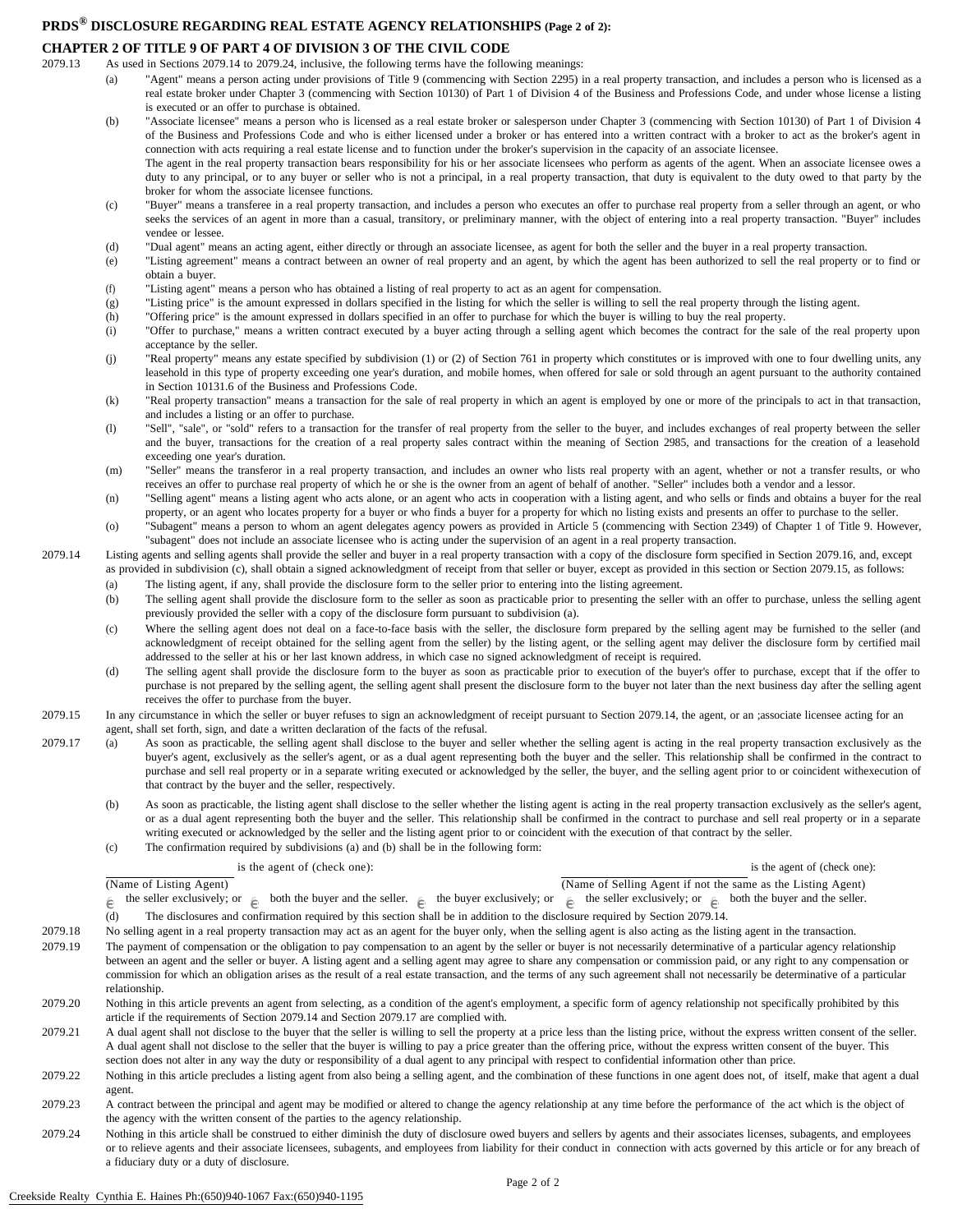# PRDS® DISCLOSURE REGARDING REAL ESTATE AGENCY RELATIONSHIPS (Page 2 of 2):

## CHAPTER 2 OF TITLE 9 OF PART 4 OF DIVISION 3 OF THE CIVIL CODE

2079.13 As used in Sections 2079.14 to 2079.24, inclusive, the following terms have the following meanings:

(a) "Agent" means a person acting under provisions of Title 9 (commencing with Section 2295) in a real property transaction, and includes a person who is licensed as a real estate broker under Chapter 3 (commencing with Section 10130) of Part 1 of Division 4 of the Business and Professions Code, and under whose license a listing is executed or an offer to purchase is obtained.

(b) "Associate licensee" means a person who is licensed as a real estate broker or salesperson under Chapter 3 (commencing with Section 10130) of Part 1 of Division 4 of the Business and Professions Code and who is either licensed under a broker or has entered into a written contract with a broker to act as the broker's agent in connection with acts requiring a real estate license and to function under the broker's supervision in the capacity of an associate licensee.
The agent in the real property transaction bears responsibility for his or her associate licensees who perform as agents of the agent. When an associate licensee owes a duty to any principal, or to any buyer or seller who is not a principal, in a real property transaction, that duty is equivalent to the duty owed to that party by the broker for whom the associate licensee functions.

(c) "Buyer" means a transferee in a real property transaction, and includes a person who executes an offer to purchase real property from a seller through an agent, or who seeks the services of an agent in more than a casual, transitory, or preliminary manner, with the object of entering into a real property transaction. "Buyer" includes vendee or lessee.

(d) "Dual agent" means an acting agent, either directly or through an associate licensee, as agent for both the seller and the buyer in a real property transaction.

(e) "Listing agreement" means a contract between an owner of real property and an agent, by which the agent has been authorized to sell the real property or to find or obtain a buyer.

(f) "Listing agent" means a person who has obtained a listing of real property to act as an agent for compensation.

(g) "Listing price" is the amount expressed in dollars specified in the listing for which the seller is willing to sell the real property through the listing agent.

(h) "Offering price" is the amount expressed in dollars specified in an offer to purchase for which the buyer is willing to buy the real property.

(i) "Offer to purchase," means a written contract executed by a buyer acting through a selling agent which becomes the contract for the sale of the real property upon acceptance by the seller.

(j) "Real property" means any estate specified by subdivision (1) or (2) of Section 761 in property which constitutes or is improved with one to four dwelling units, any leasehold in this type of property exceeding one year's duration, and mobile homes, when offered for sale or sold through an agent pursuant to the authority contained in Section 10131.6 of the Business and Professions Code.

(k) "Real property transaction" means a transaction for the sale of real property in which an agent is employed by one or more of the principals to act in that transaction, and includes a listing or an offer to purchase.

(l) "Sell", "sale", or "sold" refers to a transaction for the transfer of real property from the seller to the buyer, and includes exchanges of real property between the seller and the buyer, transactions for the creation of a real property sales contract within the meaning of Section 2985, and transactions for the creation of a leasehold exceeding one year's duration.

(m) "Seller" means the transferor in a real property transaction, and includes an owner who lists real property with an agent, whether or not a transfer results, or who receives an offer to purchase real property of which he or she is the owner from an agent of behalf of another. "Seller" includes both a vendor and a lessor.

(n) "Selling agent" means a listing agent who acts alone, or an agent who acts in cooperation with a listing agent, and who sells or finds and obtains a buyer for the real property, or an agent who locates property for a buyer or who finds a buyer for a property for which no listing exists and presents an offer to purchase to the seller.

(o) "Subagent" means a person to whom an agent delegates agency powers as provided in Article 5 (commencing with Section 2349) of Chapter 1 of Title 9. However, "subagent" does not include an associate licensee who is acting under the supervision of an agent in a real property transaction.

2079.14 Listing agents and selling agents shall provide the seller and buyer in a real property transaction with a copy of the disclosure form specified in Section 2079.16, and, except as provided in subdivision (c), shall obtain a signed acknowledgment of receipt from that seller or buyer, except as provided in this section or Section 2079.15, as follows:

(a) The listing agent, if any, shall provide the disclosure form to the seller prior to entering into the listing agreement.

(b) The selling agent shall provide the disclosure form to the seller as soon as practicable prior to presenting the seller with an offer to purchase, unless the selling agent previously provided the seller with a copy of the disclosure form pursuant to subdivision (a).

(c) Where the selling agent does not deal on a face-to-face basis with the seller, the disclosure form prepared by the selling agent may be furnished to the seller (and acknowledgment of receipt obtained for the selling agent from the seller) by the listing agent, or the selling agent may deliver the disclosure form by certified mail addressed to the seller at his or her last known address, in which case no signed acknowledgment of receipt is required.

(d) The selling agent shall provide the disclosure form to the buyer as soon as practicable prior to execution of the buyer's offer to purchase, except that if the offer to purchase is not prepared by the selling agent, the selling agent shall present the disclosure form to the buyer not later than the next business day after the selling agent receives the offer to purchase from the buyer.

2079.15 In any circumstance in which the seller or buyer refuses to sign an acknowledgment of receipt pursuant to Section 2079.14, the agent, or an ;associate licensee acting for an agent, shall set forth, sign, and date a written declaration of the facts of the refusal.

2079.17 (a) As soon as practicable, the selling agent shall disclose to the buyer and seller whether the selling agent is acting in the real property transaction exclusively as the buyer's agent, exclusively as the seller's agent, or as a dual agent representing both the buyer and the seller. This relationship shall be confirmed in the contract to purchase and sell real property or in a separate writing executed or acknowledged by the seller, the buyer, and the selling agent prior to or coincident withexecution of that contract by the buyer and the seller, respectively.

(b) As soon as practicable, the listing agent shall disclose to the seller whether the listing agent is acting in the real property transaction exclusively as the seller's agent, or as a dual agent representing both the buyer and the seller. This relationship shall be confirmed in the contract to purchase and sell real property or in a separate writing executed or acknowledged by the seller and the listing agent prior to or coincident with the execution of that contract by the seller.

(c) The confirmation required by subdivisions (a) and (b) shall be in the following form:

_____________________ is the agent of (check one):
(Name of Listing Agent)
☐ the seller exclusively; or ☐ both the buyer and the seller.

_____________________ is the agent of (check one):
(Name of Selling Agent if not the same as the Listing Agent)
☐ the buyer exclusively; or ☐ the seller exclusively; or ☐ both the buyer and the seller.

(d) The disclosures and confirmation required by this section shall be in addition to the disclosure required by Section 2079.14.

2079.18 No selling agent in a real property transaction may act as an agent for the buyer only, when the selling agent is also acting as the listing agent in the transaction.

2079.19 The payment of compensation or the obligation to pay compensation to an agent by the seller or buyer is not necessarily determinative of a particular agency relationship between an agent and the seller or buyer. A listing agent and a selling agent may agree to share any compensation or commission paid, or any right to any compensation or commission for which an obligation arises as the result of a real estate transaction, and the terms of any such agreement shall not necessarily be determinative of a particular relationship.

2079.20 Nothing in this article prevents an agent from selecting, as a condition of the agent's employment, a specific form of agency relationship not specifically prohibited by this article if the requirements of Section 2079.14 and Section 2079.17 are complied with.

2079.21 A dual agent shall not disclose to the buyer that the seller is willing to sell the property at a price less than the listing price, without the express written consent of the seller. A dual agent shall not disclose to the seller that the buyer is willing to pay a price greater than the offering price, without the express written consent of the buyer. This section does not alter in any way the duty or responsibility of a dual agent to any principal with respect to confidential information other than price.

2079.22 Nothing in this article precludes a listing agent from also being a selling agent, and the combination of these functions in one agent does not, of itself, make that agent a dual agent.

2079.23 A contract between the principal and agent may be modified or altered to change the agency relationship at any time before the performance of the act which is the object of the agency with the written consent of the parties to the agency relationship.

2079.24 Nothing in this article shall be construed to either diminish the duty of disclosure owed buyers and sellers by agents and their associates licenses, subagents, and employees or to relieve agents and their associate licensees, subagents, and employees from liability for their conduct in connection with acts governed by this article or for any breach of a fiduciary duty or a duty of disclosure.

Creekside Realty Cynthia E. Haines Ph:(650)940-1067 Fax:(650)940-1195